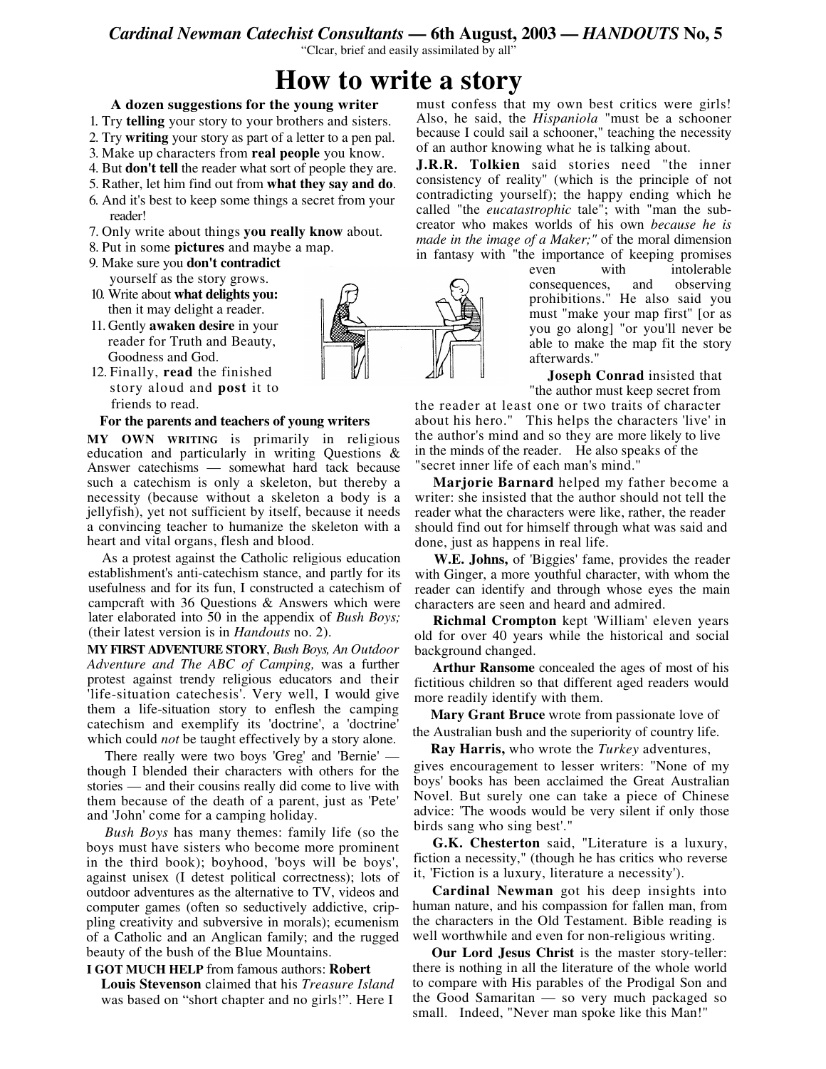*Cardinal Newman Catechist Consultants* **— 6th August, 2003 —** ***HANDOUTS*** **No, 5**

"Clcar, brief and easily assimilated by all"

# How to write a story

### A dozen suggestions for the young writer

1. Try **telling** your story to your brothers and sisters.
2. Try **writing** your story as part of a letter to a pen pal.
3. Make up characters from **real people** you know.
4. But **don't tell** the reader what sort of people they are.
5. Rather, let him find out from **what they say and do**.
6. And it's best to keep some things a secret from your reader!
7. Only write about things **you really know** about.
8. Put in some **pictures** and maybe a map.
9. Make sure you **don't contradict** yourself as the story grows.
10. Write about **what delights you:** then it may delight a reader.
11. Gently **awaken desire** in your reader for Truth and Beauty, Goodness and God.
12. Finally, **read** the finished story aloud and **post** it to friends to read.

### For the parents and teachers of young writers

**MY OWN WRITING** is primarily in religious education and particularly in writing Questions & Answer catechisms — somewhat hard tack because such a catechism is only a skeleton, but thereby a necessity (because without a skeleton a body is a jellyfish), yet not sufficient by itself, because it needs a convincing teacher to humanize the skeleton with a heart and vital organs, flesh and blood.

As a protest against the Catholic religious education establishment's anti-catechism stance, and partly for its usefulness and for its fun, I constructed a catechism of campcraft with 36 Questions & Answers which were later elaborated into 50 in the appendix of *Bush Boys;* (their latest version is in *Handouts* no. 2).

**MY FIRST ADVENTURE STORY**, *Bush Boys, An Outdoor Adventure and The ABC of Camping,* was a further protest against trendy religious educators and their 'life-situation catechesis'. Very well, I would give them a life-situation story to enflesh the camping catechism and exemplify its 'doctrine', a 'doctrine' which could *not* be taught effectively by a story alone.

There really were two boys 'Greg' and 'Bernie' — though I blended their characters with others for the stories — and their cousins really did come to live with them because of the death of a parent, just as 'Pete' and 'John' come for a camping holiday.

*Bush Boys* has many themes: family life (so the boys must have sisters who become more prominent in the third book); boyhood, 'boys will be boys', against unisex (I detest political correctness); lots of outdoor adventures as the alternative to TV, videos and computer games (often so seductively addictive, crippling creativity and subversive in morals); ecumenism of a Catholic and an Anglican family; and the rugged beauty of the bush of the Blue Mountains.

**I GOT MUCH HELP** from famous authors: **Robert Louis Stevenson** claimed that his *Treasure Island* was based on "short chapter and no girls!". Here I must confess that my own best critics were girls! Also, he said, the *Hispaniola* "must be a schooner because I could sail a schooner," teaching the necessity of an author knowing what he is talking about.

**J.R.R. Tolkien** said stories need "the inner consistency of reality" (which is the principle of not contradicting yourself); the happy ending which he called "the *eucatastrophic* tale"; with "man the sub-creator who makes worlds of his own *because he is made in the image of a Maker;"* of the moral dimension in fantasy with "the importance of keeping promises even with intolerable consequences, and observing prohibitions." He also said you must "make your map first" [or as you go along] "or you'll never be able to make the map fit the story afterwards."

**Joseph Conrad** insisted that "the author must keep secret from the reader at least one or two traits of character about his hero." This helps the characters 'live' in the author's mind and so they are more likely to live in the minds of the reader. He also speaks of the "secret inner life of each man's mind."

**Marjorie Barnard** helped my father become a writer: she insisted that the author should not tell the reader what the characters were like, rather, the reader should find out for himself through what was said and done, just as happens in real life.

**W.E. Johns,** of 'Biggies' fame, provides the reader with Ginger, a more youthful character, with whom the reader can identify and through whose eyes the main characters are seen and heard and admired.

**Richmal Crompton** kept 'William' eleven years old for over 40 years while the historical and social background changed.

**Arthur Ransome** concealed the ages of most of his fictitious children so that different aged readers would more readily identify with them.

**Mary Grant Bruce** wrote from passionate love of the Australian bush and the superiority of country life.

**Ray Harris,** who wrote the *Turkey* adventures, gives encouragement to lesser writers: "None of my boys' books has been acclaimed the Great Australian Novel. But surely one can take a piece of Chinese advice: 'The woods would be very silent if only those birds sang who sing best'."

**G.K. Chesterton** said, "Literature is a luxury, fiction a necessity," (though he has critics who reverse it, 'Fiction is a luxury, literature a necessity').

**Cardinal Newman** got his deep insights into human nature, and his compassion for fallen man, from the characters in the Old Testament. Bible reading is well worthwhile and even for non-religious writing.

**Our Lord Jesus Christ** is the master story-teller: there is nothing in all the literature of the whole world to compare with His parables of the Prodigal Son and the Good Samaritan — so very much packaged so small. Indeed, "Never man spoke like this Man!"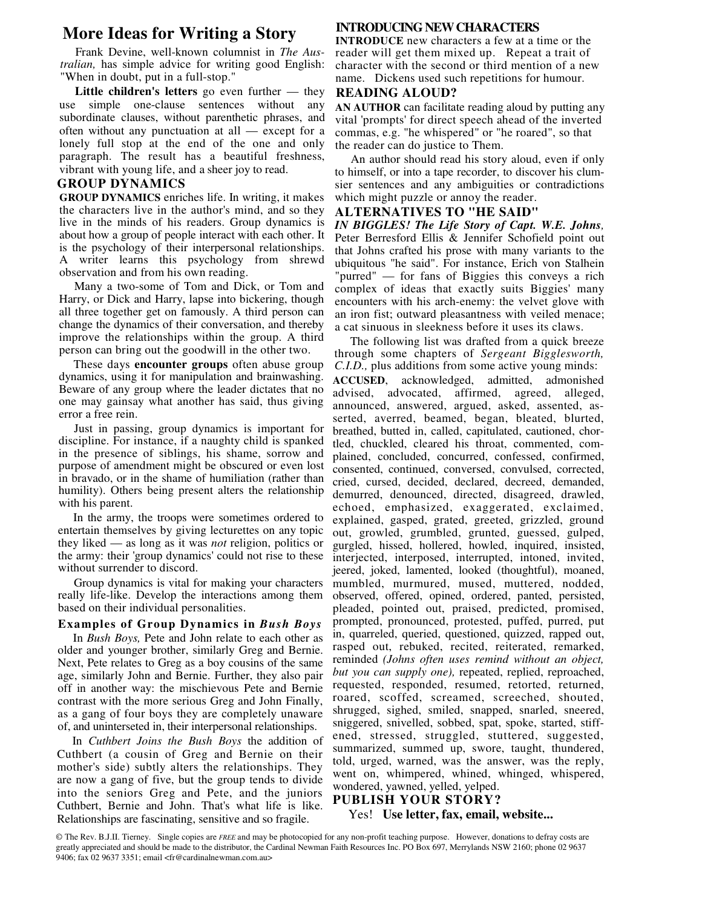# More Ideas for Writing a Story

Frank Devine, well-known columnist in *The Australian,* has simple advice for writing good English: "When in doubt, put in a full-stop."

**Little children's letters** go even further — they use simple one-clause sentences without any subordinate clauses, without parenthetic phrases, and often without any punctuation at all — except for a lonely full stop at the end of the one and only paragraph. The result has a beautiful freshness, vibrant with young life, and a sheer joy to read.

## GROUP DYNAMICS

**GROUP DYNAMICS** enriches life. In writing, it makes the characters live in the author's mind, and so they live in the minds of his readers. Group dynamics is about how a group of people interact with each other. It is the psychology of their interpersonal relationships. A writer learns this psychology from shrewd observation and from his own reading.

Many a two-some of Tom and Dick, or Tom and Harry, or Dick and Harry, lapse into bickering, though all three together get on famously. A third person can change the dynamics of their conversation, and thereby improve the relationships within the group. A third person can bring out the goodwill in the other two.

These days **encounter groups** often abuse group dynamics, using it for manipulation and brainwashing. Beware of any group where the leader dictates that no one may gainsay what another has said, thus giving error a free rein.

Just in passing, group dynamics is important for discipline. For instance, if a naughty child is spanked in the presence of siblings, his shame, sorrow and purpose of amendment might be obscured or even lost in bravado, or in the shame of humiliation (rather than humility). Others being present alters the relationship with his parent.

In the army, the troops were sometimes ordered to entertain themselves by giving lecturettes on any topic they liked — as long as it was *not* religion, politics or the army: their 'group dynamics' could not rise to these without surrender to discord.

Group dynamics is vital for making your characters really life-like. Develop the interactions among them based on their individual personalities.

### Examples of Group Dynamics in *Bush Boys*

In *Bush Boys,* Pete and John relate to each other as older and younger brother, similarly Greg and Bernie. Next, Pete relates to Greg as a boy cousins of the same age, similarly John and Bernie. Further, they also pair off in another way: the mischievous Pete and Bernie contrast with the more serious Greg and John Finally, as a gang of four boys they are completely unaware of, and uninterseted in, their interpersonal relationships.

In *Cuthbert Joins the Bush Boys* the addition of Cuthbert (a cousin of Greg and Bernie on their mother's side) subtly alters the relationships. They are now a gang of five, but the group tends to divide into the seniors Greg and Pete, and the juniors Cuthbert, Bernie and John. That's what life is like. Relationships are fascinating, sensitive and so fragile.

## INTRODUCING NEW CHARACTERS

**INTRODUCE** new characters a few at a time or the reader will get them mixed up. Repeat a trait of character with the second or third mention of a new name. Dickens used such repetitions for humour.

## READING ALOUD?

**AN AUTHOR** can facilitate reading aloud by putting any vital 'prompts' for direct speech ahead of the inverted commas, e.g. "he whispered" or "he roared", so that the reader can do justice to Them.

An author should read his story aloud, even if only to himself, or into a tape recorder, to discover his clumsier sentences and any ambiguities or contradictions which might puzzle or annoy the reader.

## ALTERNATIVES TO "HE SAID"

***IN BIGGLES! The Life Story of Capt. W.E. Johns,*** Peter Berresford Ellis & Jennifer Schofield point out that Johns crafted his prose with many variants to the ubiquitous "he said". For instance, Erich von Stalhein "purred" — for fans of Biggies this conveys a rich complex of ideas that exactly suits Biggies' many encounters with his arch-enemy: the velvet glove with an iron fist; outward pleasantness with veiled menace; a cat sinuous in sleekness before it uses its claws.

The following list was drafted from a quick breeze through some chapters of *Sergeant Bigglesworth, C.I.D.,* plus additions from some active young minds:

**ACCUSED**, acknowledged, admitted, admonished advised, advocated, affirmed, agreed, alleged, announced, answered, argued, asked, assented, asserted, averred, beamed, began, bleated, blurted, breathed, butted in, called, capitulated, cautioned, chortled, chuckled, cleared his throat, commented, complained, concluded, concurred, confessed, confirmed, consented, continued, conversed, convulsed, corrected, cried, cursed, decided, declared, decreed, demanded, demurred, denounced, directed, disagreed, drawled, echoed, emphasized, exaggerated, exclaimed, explained, gasped, grated, greeted, grizzled, ground out, growled, grumbled, grunted, guessed, gulped, gurgled, hissed, hollered, howled, inquired, insisted, interjected, interposed, interrupted, intoned, invited, jeered, joked, lamented, looked (thoughtful), moaned, mumbled, murmured, mused, muttered, nodded, observed, offered, opined, ordered, panted, persisted, pleaded, pointed out, praised, predicted, promised, prompted, pronounced, protested, puffed, purred, put in, quarreled, queried, questioned, quizzed, rapped out, rasped out, rebuked, recited, reiterated, remarked, reminded *(Johns often uses remind without an object, but you can supply one),* repeated, replied, reproached, requested, responded, resumed, retorted, returned, roared, scoffed, screamed, screeched, shouted, shrugged, sighed, smiled, snapped, snarled, sneered, sniggered, snivelled, sobbed, spat, spoke, started, stiffened, stressed, struggled, stuttered, suggested, summarized, summed up, swore, taught, thundered, told, urged, warned, was the answer, was the reply, went on, whimpered, whined, whinged, whispered, wondered, yawned, yelled, yelped.

## PUBLISH YOUR STORY?

Yes! **Use letter, fax, email, website...**

© The Rev. B.J.H. Tierney. Single copies are *FREE* and may be photocopied for any non-profit teaching purpose. However, donations to defray costs are greatly appreciated and should be made to the distributor, the Cardinal Newman Faith Resources Inc. PO Box 697, Merrylands NSW 2160; phone 02 9637 9406; fax 02 9637 3351; email <fr@cardinalnewman.com.au>